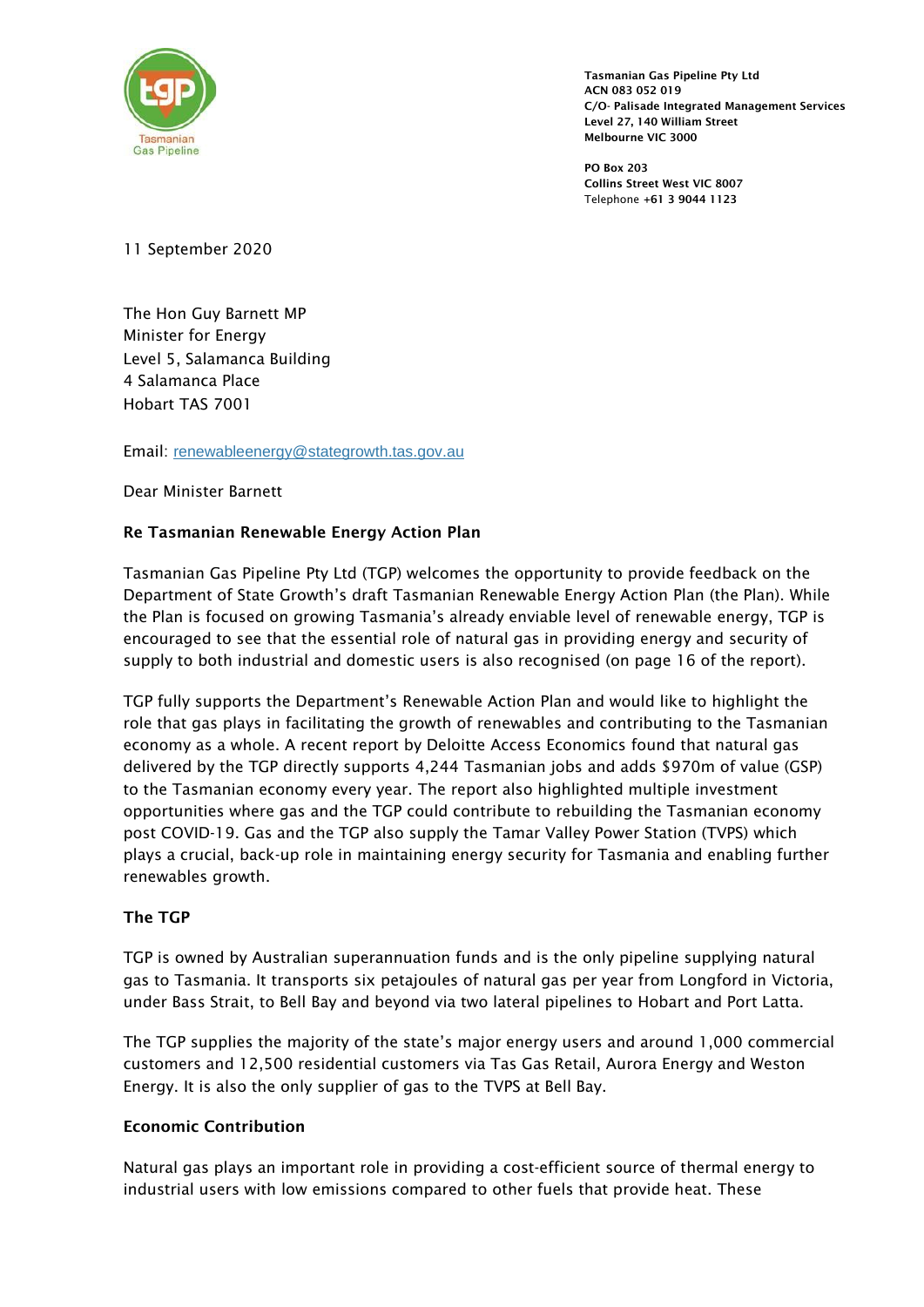tgp
Tasmanian
Gas Pipeline

**Tasmanian Gas Pipeline Pty Ltd**
**ACN 083 052 019**
**C/O- Palisade Integrated Management Services**
**Level 27, 140 William Street**
**Melbourne VIC 3000**

**PO Box 203**
**Collins Street West VIC 8007**
Telephone **+61 3 9044 1123**

11 September 2020

The Hon Guy Barnett MP
Minister for Energy
Level 5, Salamanca Building
4 Salamanca Place
Hobart TAS 7001

Email: renewableenergy@stategrowth.tas.gov.au

Dear Minister Barnett

**Re Tasmanian Renewable Energy Action Plan**

Tasmanian Gas Pipeline Pty Ltd (TGP) welcomes the opportunity to provide feedback on the Department of State Growth's draft Tasmanian Renewable Energy Action Plan (the Plan). While the Plan is focused on growing Tasmania's already enviable level of renewable energy, TGP is encouraged to see that the essential role of natural gas in providing energy and security of supply to both industrial and domestic users is also recognised (on page 16 of the report).

TGP fully supports the Department's Renewable Action Plan and would like to highlight the role that gas plays in facilitating the growth of renewables and contributing to the Tasmanian economy as a whole. A recent report by Deloitte Access Economics found that natural gas delivered by the TGP directly supports 4,244 Tasmanian jobs and adds $970m of value (GSP) to the Tasmanian economy every year. The report also highlighted multiple investment opportunities where gas and the TGP could contribute to rebuilding the Tasmanian economy post COVID-19. Gas and the TGP also supply the Tamar Valley Power Station (TVPS) which plays a crucial, back-up role in maintaining energy security for Tasmania and enabling further renewables growth.

**The TGP**

TGP is owned by Australian superannuation funds and is the only pipeline supplying natural gas to Tasmania. It transports six petajoules of natural gas per year from Longford in Victoria, under Bass Strait, to Bell Bay and beyond via two lateral pipelines to Hobart and Port Latta.

The TGP supplies the majority of the state's major energy users and around 1,000 commercial customers and 12,500 residential customers via Tas Gas Retail, Aurora Energy and Weston Energy. It is also the only supplier of gas to the TVPS at Bell Bay.

**Economic Contribution**

Natural gas plays an important role in providing a cost-efficient source of thermal energy to industrial users with low emissions compared to other fuels that provide heat. These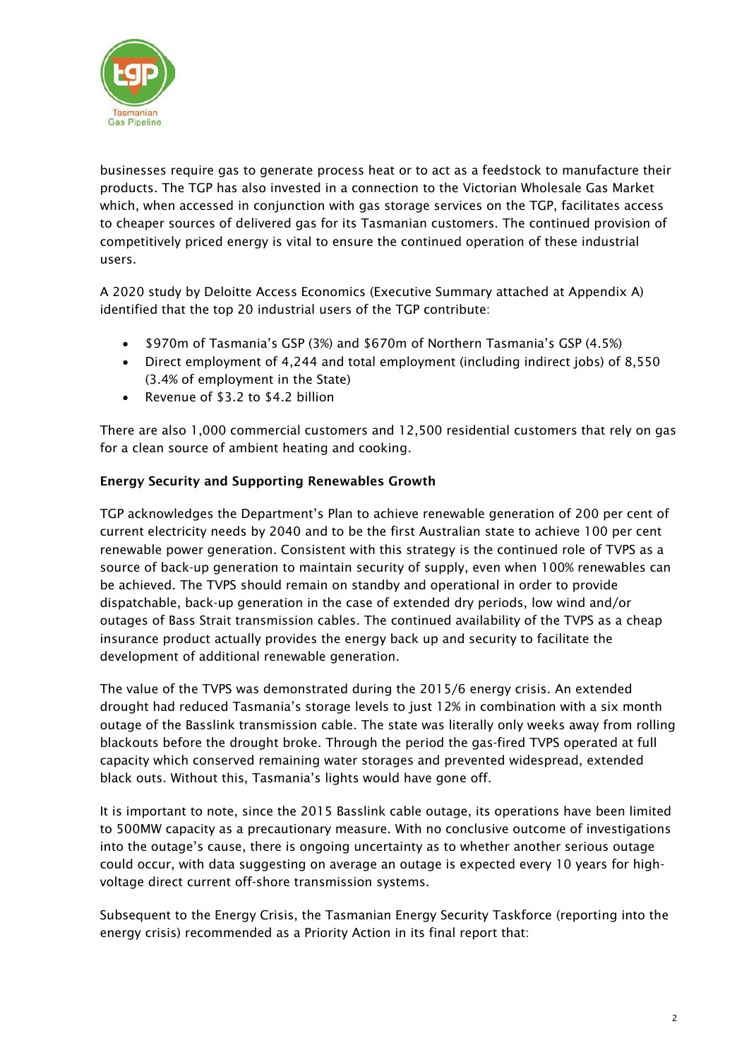businesses require gas to generate process heat or to act as a feedstock to manufacture their products. The TGP has also invested in a connection to the Victorian Wholesale Gas Market which, when accessed in conjunction with gas storage services on the TGP, facilitates access to cheaper sources of delivered gas for its Tasmanian customers. The continued provision of competitively priced energy is vital to ensure the continued operation of these industrial users.

A 2020 study by Deloitte Access Economics (Executive Summary attached at Appendix A) identified that the top 20 industrial users of the TGP contribute:

- $970m of Tasmania's GSP (3%) and $670m of Northern Tasmania's GSP (4.5%)
- Direct employment of 4,244 and total employment (including indirect jobs) of 8,550 (3.4% of employment in the State)
- Revenue of $3.2 to $4.2 billion

There are also 1,000 commercial customers and 12,500 residential customers that rely on gas for a clean source of ambient heating and cooking.

**Energy Security and Supporting Renewables Growth**

TGP acknowledges the Department's Plan to achieve renewable generation of 200 per cent of current electricity needs by 2040 and to be the first Australian state to achieve 100 per cent renewable power generation. Consistent with this strategy is the continued role of TVPS as a source of back-up generation to maintain security of supply, even when 100% renewables can be achieved. The TVPS should remain on standby and operational in order to provide dispatchable, back-up generation in the case of extended dry periods, low wind and/or outages of Bass Strait transmission cables. The continued availability of the TVPS as a cheap insurance product actually provides the energy back up and security to facilitate the development of additional renewable generation.

The value of the TVPS was demonstrated during the 2015/6 energy crisis. An extended drought had reduced Tasmania's storage levels to just 12% in combination with a six month outage of the Basslink transmission cable. The state was literally only weeks away from rolling blackouts before the drought broke. Through the period the gas-fired TVPS operated at full capacity which conserved remaining water storages and prevented widespread, extended black outs. Without this, Tasmania's lights would have gone off.

It is important to note, since the 2015 Basslink cable outage, its operations have been limited to 500MW capacity as a precautionary measure. With no conclusive outcome of investigations into the outage's cause, there is ongoing uncertainty as to whether another serious outage could occur, with data suggesting on average an outage is expected every 10 years for high-voltage direct current off-shore transmission systems.

Subsequent to the Energy Crisis, the Tasmanian Energy Security Taskforce (reporting into the energy crisis) recommended as a Priority Action in its final report that: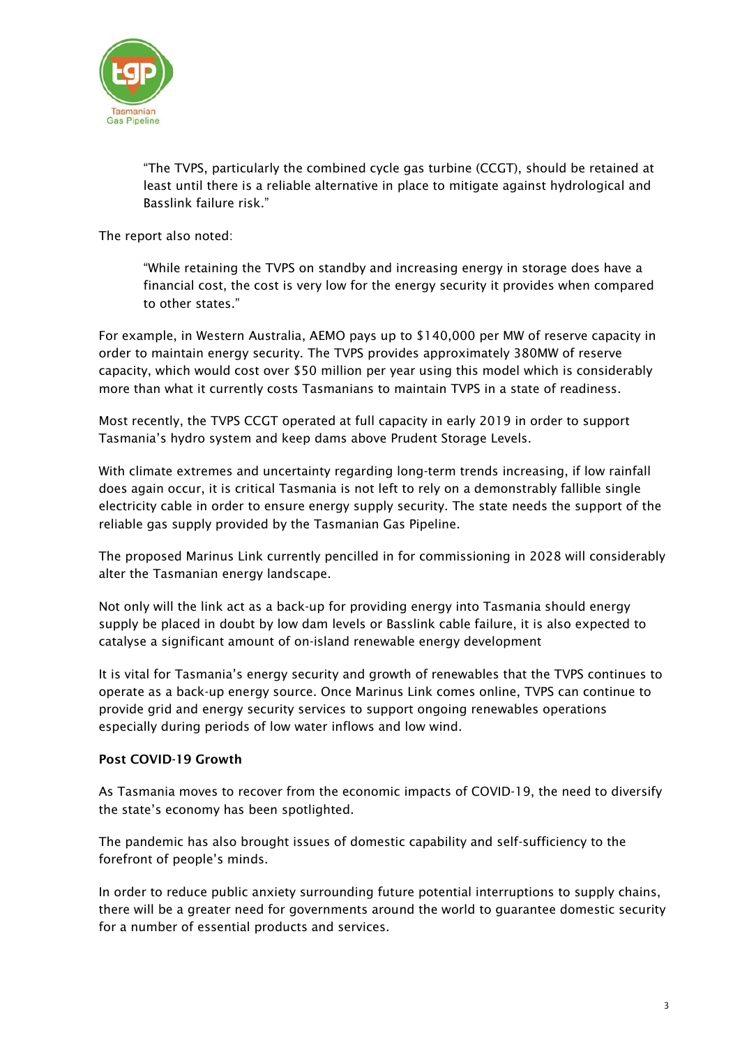> "The TVPS, particularly the combined cycle gas turbine (CCGT), should be retained at least until there is a reliable alternative in place to mitigate against hydrological and Basslink failure risk."

The report also noted:

> "While retaining the TVPS on standby and increasing energy in storage does have a financial cost, the cost is very low for the energy security it provides when compared to other states."

For example, in Western Australia, AEMO pays up to $140,000 per MW of reserve capacity in order to maintain energy security. The TVPS provides approximately 380MW of reserve capacity, which would cost over $50 million per year using this model which is considerably more than what it currently costs Tasmanians to maintain TVPS in a state of readiness.

Most recently, the TVPS CCGT operated at full capacity in early 2019 in order to support Tasmania's hydro system and keep dams above Prudent Storage Levels.

With climate extremes and uncertainty regarding long-term trends increasing, if low rainfall does again occur, it is critical Tasmania is not left to rely on a demonstrably fallible single electricity cable in order to ensure energy supply security. The state needs the support of the reliable gas supply provided by the Tasmanian Gas Pipeline.

The proposed Marinus Link currently pencilled in for commissioning in 2028 will considerably alter the Tasmanian energy landscape.

Not only will the link act as a back-up for providing energy into Tasmania should energy supply be placed in doubt by low dam levels or Basslink cable failure, it is also expected to catalyse a significant amount of on-island renewable energy development

It is vital for Tasmania's energy security and growth of renewables that the TVPS continues to operate as a back-up energy source. Once Marinus Link comes online, TVPS can continue to provide grid and energy security services to support ongoing renewables operations especially during periods of low water inflows and low wind.

**Post COVID-19 Growth**

As Tasmania moves to recover from the economic impacts of COVID-19, the need to diversify the state's economy has been spotlighted.

The pandemic has also brought issues of domestic capability and self-sufficiency to the forefront of people's minds.

In order to reduce public anxiety surrounding future potential interruptions to supply chains, there will be a greater need for governments around the world to guarantee domestic security for a number of essential products and services.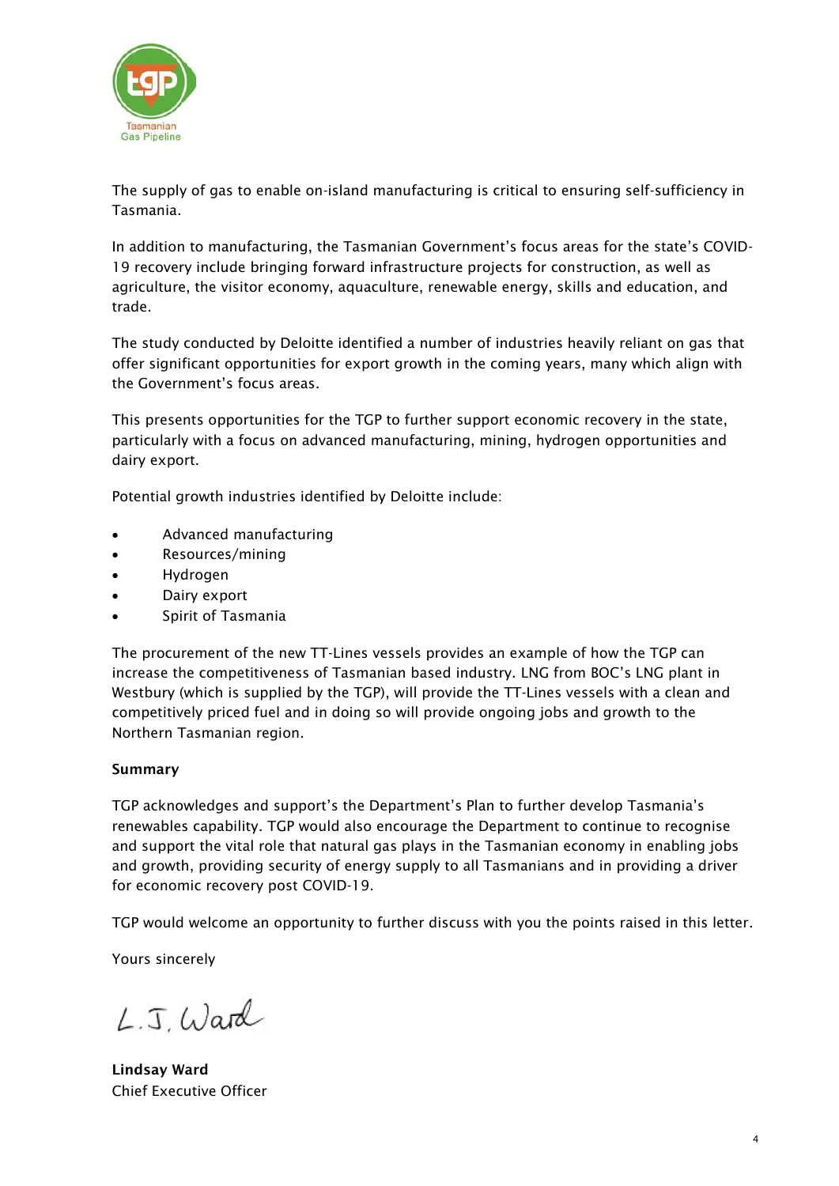The supply of gas to enable on-island manufacturing is critical to ensuring self-sufficiency in Tasmania.

In addition to manufacturing, the Tasmanian Government's focus areas for the state's COVID-19 recovery include bringing forward infrastructure projects for construction, as well as agriculture, the visitor economy, aquaculture, renewable energy, skills and education, and trade.

The study conducted by Deloitte identified a number of industries heavily reliant on gas that offer significant opportunities for export growth in the coming years, many which align with the Government's focus areas.

This presents opportunities for the TGP to further support economic recovery in the state, particularly with a focus on advanced manufacturing, mining, hydrogen opportunities and dairy export.

Potential growth industries identified by Deloitte include:

- Advanced manufacturing
- Resources/mining
- Hydrogen
- Dairy export
- Spirit of Tasmania

The procurement of the new TT-Lines vessels provides an example of how the TGP can increase the competitiveness of Tasmanian based industry. LNG from BOC's LNG plant in Westbury (which is supplied by the TGP), will provide the TT-Lines vessels with a clean and competitively priced fuel and in doing so will provide ongoing jobs and growth to the Northern Tasmanian region.

**Summary**

TGP acknowledges and support's the Department's Plan to further develop Tasmania's renewables capability. TGP would also encourage the Department to continue to recognise and support the vital role that natural gas plays in the Tasmanian economy in enabling jobs and growth, providing security of energy supply to all Tasmanians and in providing a driver for economic recovery post COVID-19.

TGP would welcome an opportunity to further discuss with you the points raised in this letter.

Yours sincerely

L.J. Ward

**Lindsay Ward**
Chief Executive Officer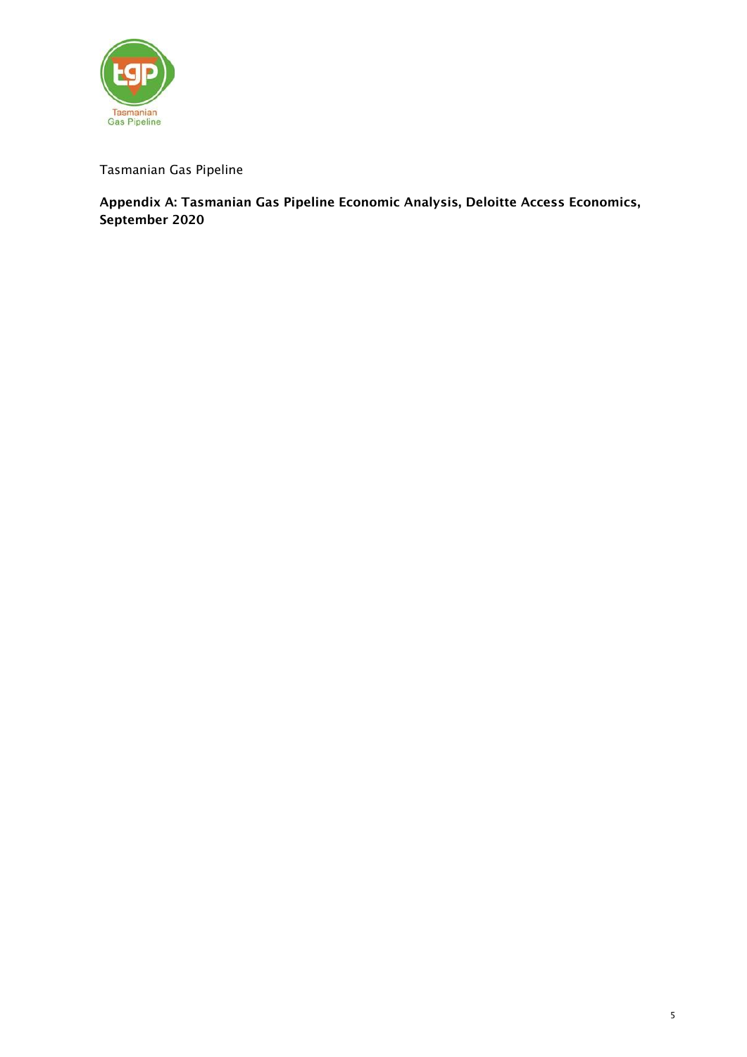Tasmanian Gas Pipeline

**Appendix A: Tasmanian Gas Pipeline Economic Analysis, Deloitte Access Economics, September 2020**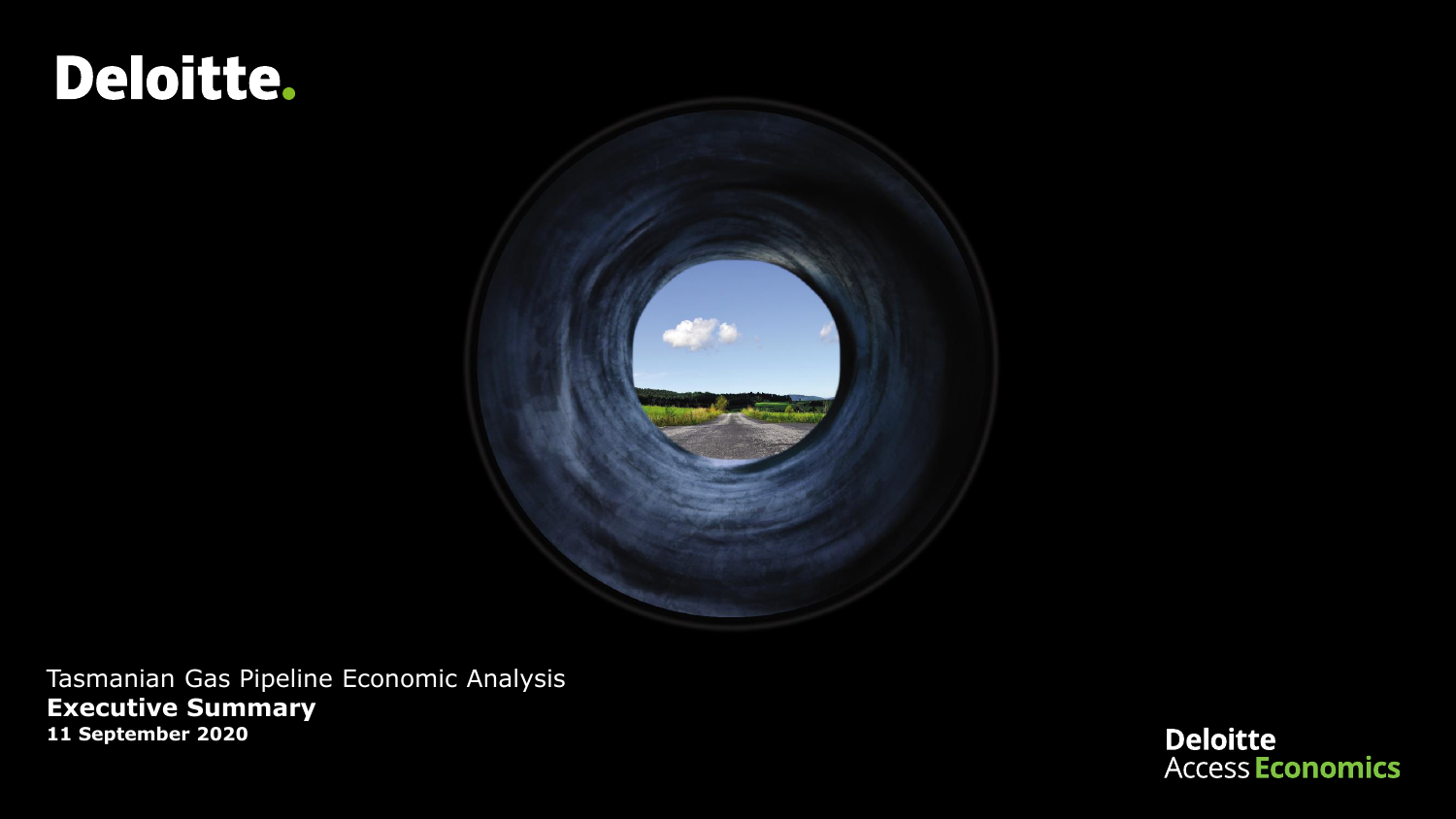Deloitte.

Tasmanian Gas Pipeline Economic Analysis

**Executive Summary**

**11 September 2020**

Deloitte
Access Economics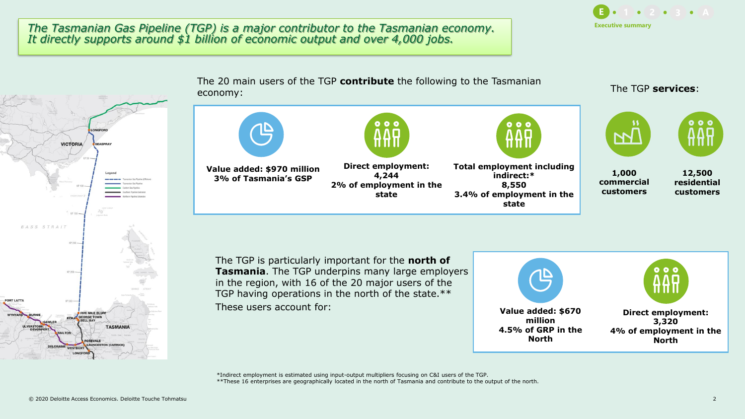*The Tasmanian Gas Pipeline (TGP) is a major contributor to the Tasmanian economy. It directly supports around $1 billion of economic output and over 4,000 jobs.*

The 20 main users of the TGP **contribute** the following to the Tasmanian economy:

**Value added: $970 million**
**3% of Tasmania's GSP**

**Direct employment: 4,244**
**2% of employment in the state**

**Total employment including indirect:* 8,550**
**3.4% of employment in the state**

The TGP **services**:

**1,000 commercial customers**

**12,500 residential customers**

The TGP is particularly important for the **north of Tasmania**. The TGP underpins many large employers in the region, with 16 of the 20 major users of the TGP having operations in the north of the state.**

These users account for:

**Value added: $670 million**
**4.5% of GRP in the North**

**Direct employment: 3,320**
**4% of employment in the North**

*Indirect employment is estimated using input-output multipliers focusing on C&I users of the TGP.
**These 16 enterprises are geographically located in the north of Tasmania and contribute to the output of the north.

© 2020 Deloitte Access Economics. Deloitte Touche Tohmatsu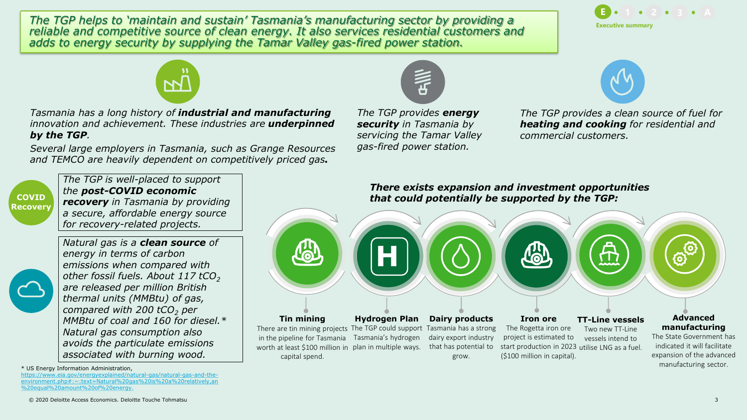*The TGP helps to 'maintain and sustain' Tasmania's manufacturing sector by providing a reliable and competitive source of clean energy. It also services residential customers and adds to energy security by supplying the Tamar Valley gas-fired power station.*

*Tasmania has a long history of* ***industrial and manufacturing*** *innovation and achievement. These industries are* ***underpinned by the TGP****.*

*Several large employers in Tasmania, such as Grange Resources and TEMCO are heavily dependent on competitively priced gas****.***

*The TGP provides* ***energy security*** *in Tasmania by servicing the Tamar Valley gas-fired power station.*

*The TGP provides a clean source of fuel for* ***heating and cooking*** *for residential and commercial customers.*

**COVID Recovery**

*The TGP is well-placed to support the* ***post-COVID economic recovery*** *in Tasmania by providing a secure, affordable energy source for recovery-related projects.*

*Natural gas is a* ***clean source*** *of energy in terms of carbon emissions when compared with other fossil fuels. About 117 $tCO_2$ are released per million British thermal units (MMBtu) of gas, compared with 200 $tCO_2$ per MMBtu of coal and 160 for diesel.\* Natural gas consumption also avoids the particulate emissions associated with burning wood.*

***There exists expansion and investment opportunities that could potentially be supported by the TGP:***

**Tin mining**
There are tin mining projects in the pipeline for Tasmania worth at least $100 million in capital spend.

**Hydrogen Plan**
The TGP could support Tasmania's hydrogen plan in multiple ways.

**Dairy products**
Tasmania has a strong dairy export industry that has potential to grow.

**Iron ore**
The Rogetta iron ore project is estimated to start production in 2023 ($100 million in capital).

**TT-Line vessels**
Two new TT-Line vessels intend to utilise LNG as a fuel.

**Advanced manufacturing**
The State Government has indicated it will facilitate expansion of the advanced manufacturing sector.

\* US Energy Information Administration, https://www.eia.gov/energyexplained/natural-gas/natural-gas-and-the-environment.php#:~:text=Natural%20gas%20is%20a%20relatively,an%20equal%20amount%20of%20energy.

© 2020 Deloitte Access Economics. Deloitte Touche Tohmatsu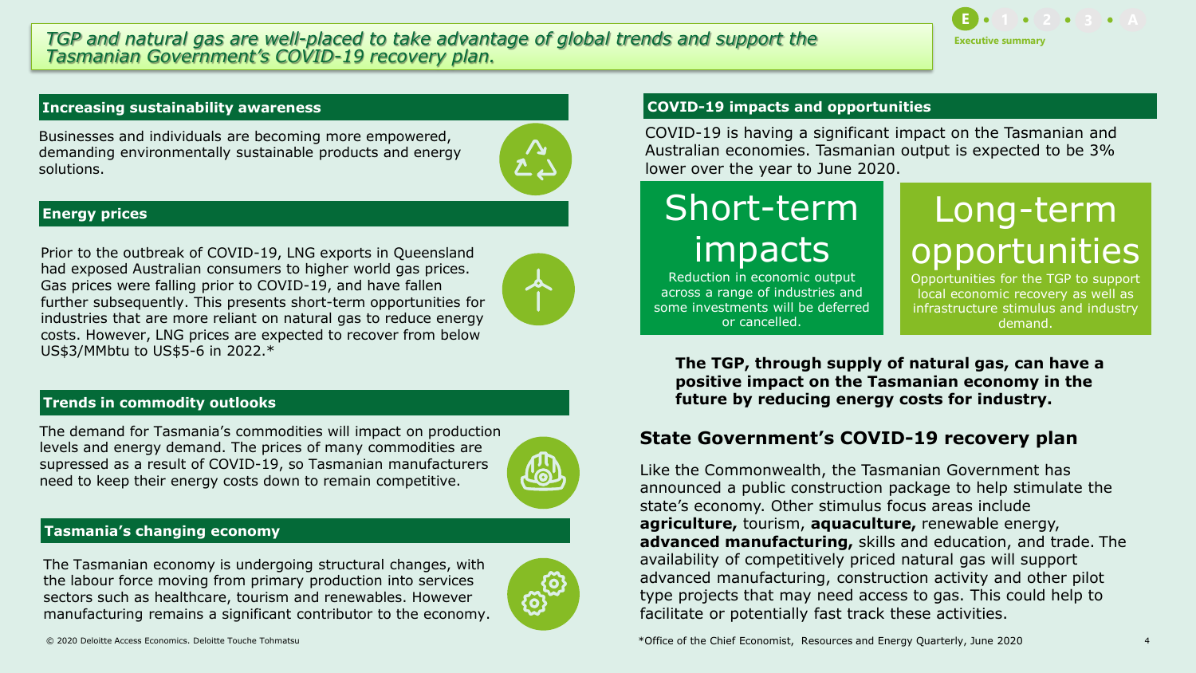*TGP and natural gas are well-placed to take advantage of global trends and support the Tasmanian Government's COVID-19 recovery plan.*

### Increasing sustainability awareness

Businesses and individuals are becoming more empowered, demanding environmentally sustainable products and energy solutions.

### Energy prices

Prior to the outbreak of COVID-19, LNG exports in Queensland had exposed Australian consumers to higher world gas prices. Gas prices were falling prior to COVID-19, and have fallen further subsequently. This presents short-term opportunities for industries that are more reliant on natural gas to reduce energy costs. However, LNG prices are expected to recover from below US$3/MMbtu to US$5-6 in 2022.*

### Trends in commodity outlooks

The demand for Tasmania's commodities will impact on production levels and energy demand. The prices of many commodities are supressed as a result of COVID-19, so Tasmanian manufacturers need to keep their energy costs down to remain competitive.

### Tasmania's changing economy

The Tasmanian economy is undergoing structural changes, with the labour force moving from primary production into services sectors such as healthcare, tourism and renewables. However manufacturing remains a significant contributor to the economy.

### COVID-19 impacts and opportunities

COVID-19 is having a significant impact on the Tasmanian and Australian economies. Tasmanian output is expected to be 3% lower over the year to June 2020.

**Short-term impacts**

Reduction in economic output across a range of industries and some investments will be deferred or cancelled.

**Long-term opportunities**

Opportunities for the TGP to support local economic recovery as well as infrastructure stimulus and industry demand.

**The TGP, through supply of natural gas, can have a positive impact on the Tasmanian economy in the future by reducing energy costs for industry.**

## State Government's COVID-19 recovery plan

Like the Commonwealth, the Tasmanian Government has announced a public construction package to help stimulate the state's economy. Other stimulus focus areas include **agriculture,** tourism, **aquaculture,** renewable energy, **advanced manufacturing,** skills and education, and trade. The availability of competitively priced natural gas will support advanced manufacturing, construction activity and other pilot type projects that may need access to gas. This could help to facilitate or potentially fast track these activities.

*Office of the Chief Economist, Resources and Energy Quarterly, June 2020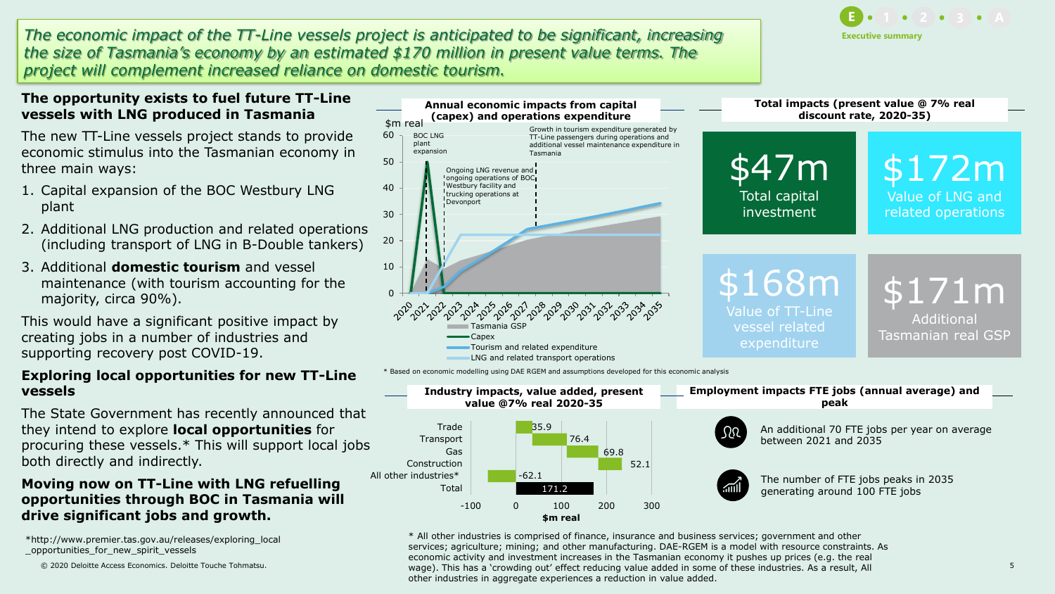*The economic impact of the TT-Line vessels project is anticipated to be significant, increasing the size of Tasmania's economy by an estimated $170 million in present value terms. The project will complement increased reliance on domestic tourism.*

E • 1 • 2 • 3 • A

Executive summary

## The opportunity exists to fuel future TT-Line vessels with LNG produced in Tasmania

The new TT-Line vessels project stands to provide economic stimulus into the Tasmanian economy in three main ways:

1. Capital expansion of the BOC Westbury LNG plant
2. Additional LNG production and related operations (including transport of LNG in B-Double tankers)
3. Additional **domestic tourism** and vessel maintenance (with tourism accounting for the majority, circa 90%).

This would have a significant positive impact by creating jobs in a number of industries and supporting recovery post COVID-19.

## Exploring local opportunities for new TT-Line vessels

The State Government has recently announced that they intend to explore **local opportunities** for procuring these vessels.* This will support local jobs both directly and indirectly.

**Moving now on TT-Line with LNG refuelling opportunities through BOC in Tasmania will drive significant jobs and growth.**

*http://www.premier.tas.gov.au/releases/exploring_local_opportunities_for_new_spirit_vessels

© 2020 Deloitte Access Economics. Deloitte Touche Tohmatsu.

### Annual economic impacts from capital (capex) and operations expenditure

$m real

60 50 40 30 20 10 0

2020 2021 2022 2023 2024 2025 2026 2027 2028 2029 2030 2031 2032 2033 2034 2035

BOC LNG plant expansion

Ongoing LNG revenue and ongoing operations of BOC Westbury facility and trucking operations at Devonport

Growth in tourism expenditure generated by TT-Line passengers during operations and additional vessel maintenance expenditure in Tasmania

Tasmania GSP
Capex
Tourism and related expenditure
LNG and related transport operations

\* Based on economic modelling using DAE RGEM and assumptions developed for this economic analysis

### Total impacts (present value @ 7% real discount rate, 2020-35)

$47m
Total capital investment

$172m
Value of LNG and related operations

$168m
Value of TT-Line vessel related expenditure

$171m
Additional Tasmanian real GSP

### Industry impacts, value added, present value @7% real 2020-35

Trade 35.9
Transport 76.4
Gas 69.8
Construction 52.1
All other industries* -62.1
Total 171.2

-100 0 100 200 300

$m real

\* All other industries is comprised of finance, insurance and business services; government and other services; agriculture; mining; and other manufacturing. DAE-RGEM is a model with resource constraints. As economic activity and investment increases in the Tasmanian economy it pushes up prices (e.g. the real wage). This has a 'crowding out' effect reducing value added in some of these industries. As a result, All other industries in aggregate experiences a reduction in value added.

### Employment impacts FTE jobs (annual average) and peak

An additional 70 FTE jobs per year on average between 2021 and 2035

The number of FTE jobs peaks in 2035 generating around 100 FTE jobs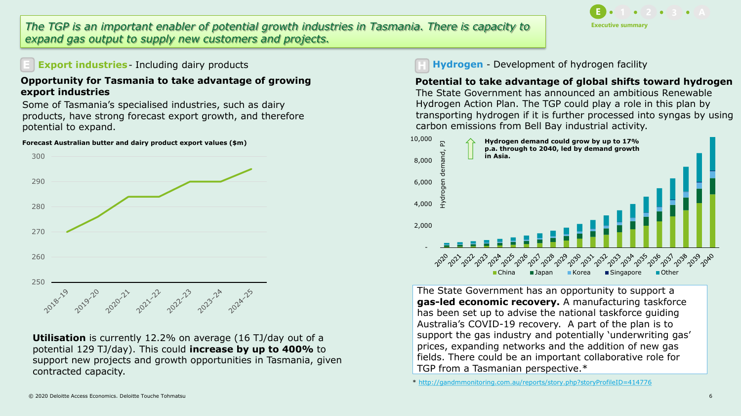*The TGP is an important enabler of potential growth industries in Tasmania. There is capacity to expand gas output to supply new customers and projects.*

Executive summary

## E Export industries - Including dairy products

### Opportunity for Tasmania to take advantage of growing export industries

Some of Tasmania's specialised industries, such as dairy products, have strong forecast export growth, and therefore potential to expand.

**Forecast Australian butter and dairy product export values ($m)**

300
290
280
270
260
250

2018–19
2019–20
2020–21
2021–22
2022–23
2023–24
2024–25

**Utilisation** is currently 12.2% on average (16 TJ/day out of a potential 129 TJ/day). This could **increase by up to 400%** to support new projects and growth opportunities in Tasmania, given contracted capacity.

## H Hydrogen - Development of hydrogen facility

### Potential to take advantage of global shifts toward hydrogen

The State Government has announced an ambitious Renewable Hydrogen Action Plan. The TGP could play a role in this plan by transporting hydrogen if it is further processed into syngas by using carbon emissions from Bell Bay industrial activity.

Hydrogen demand, PJ

10,000
8,000
6,000
4,000
2,000
-

**Hydrogen demand could grow by up to 17% p.a. through to 2040, led by demand growth in Asia.**

2020
2021
2022
2023
2024
2025
2026
2027
2028
2029
2030
2031
2032
2033
2034
2035
2036
2037
2038
2039
2040

China
Japan
Korea
Singapore
Other

The State Government has an opportunity to support a **gas-led economic recovery.** A manufacturing taskforce has been set up to advise the national taskforce guiding Australia's COVID-19 recovery. A part of the plan is to support the gas industry and potentially 'underwriting gas' prices, expanding networks and the addition of new gas fields. There could be an important collaborative role for TGP from a Tasmanian perspective.*

\* http://gandmmonitoring.com.au/reports/story.php?storyProfileID=414776

© 2020 Deloitte Access Economics. Deloitte Touche Tohmatsu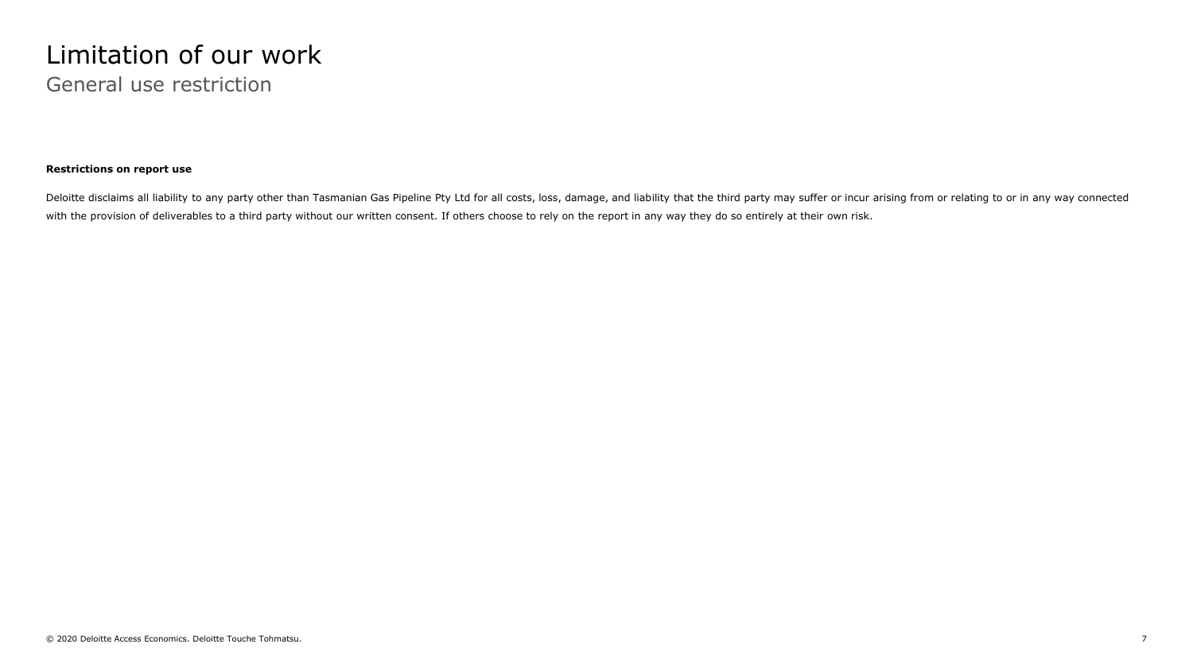# Limitation of our work

## General use restriction

**Restrictions on report use**

Deloitte disclaims all liability to any party other than Tasmanian Gas Pipeline Pty Ltd for all costs, loss, damage, and liability that the third party may suffer or incur arising from or relating to or in any way connected with the provision of deliverables to a third party without our written consent. If others choose to rely on the report in any way they do so entirely at their own risk.

© 2020 Deloitte Access Economics. Deloitte Touche Tohmatsu.